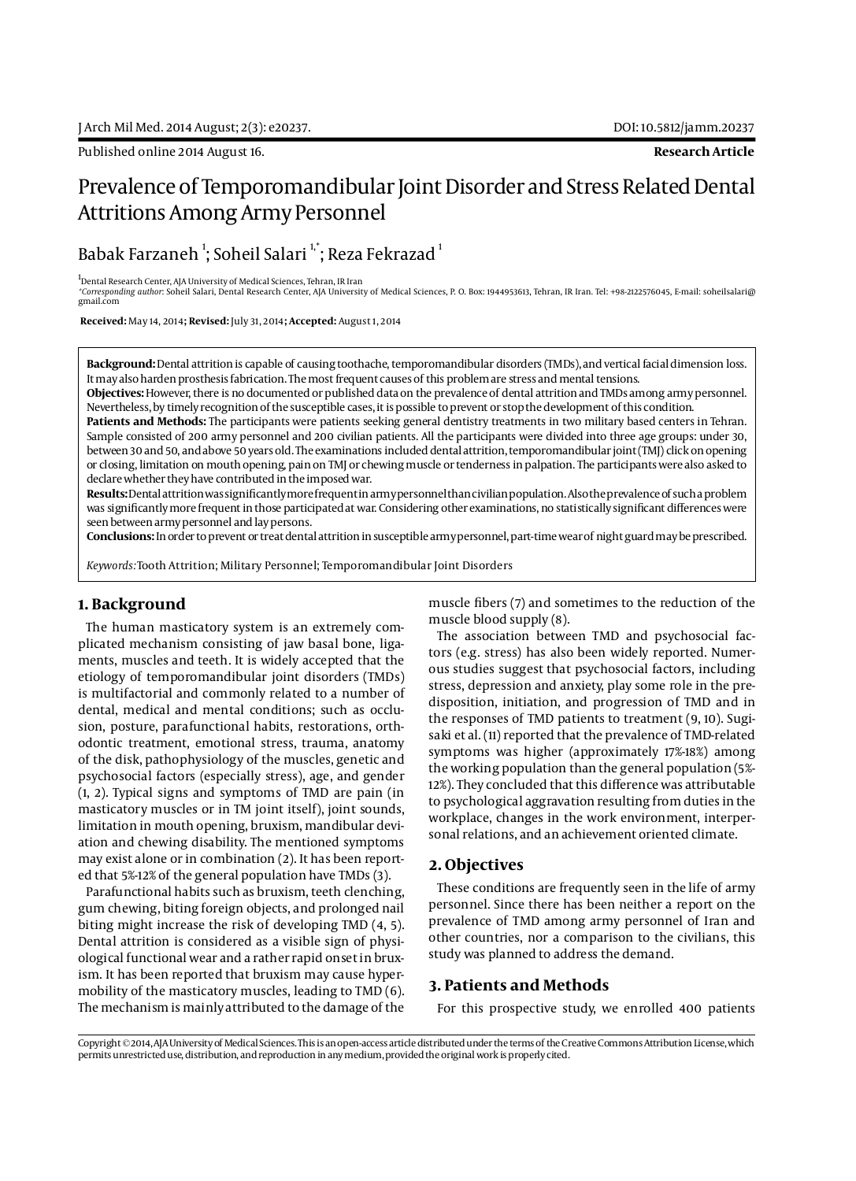Published online 2014 August 16.

**Research Article**

# Prevalence of Temporomandibular Joint Disorder and Stress Related Dental Attritions Among Army Personnel

Babak Farzaneh [1]; Soheil Salari [1,*]; Reza Fekrazad [1]

[1] Dental Research Center, AJA University of Medical Sciences, Tehran, IR Iran

*Corresponding author: Soheil Salari, Dental Research Center, AJA University of Medical Sciences, P. O. Box: 1944953613, Tehran, IR Iran. Tel: +98-2122576045, E-mail: soheilsalari@gmail.com

**Received:** May 14, 2014; **Revised:** July 31, 2014; **Accepted:** August 1, 2014

**Background:** Dental attrition is capable of causing toothache, temporomandibular disorders (TMDs), and vertical facial dimension loss. It may also harden prosthesis fabrication. The most frequent causes of this problem are stress and mental tensions.

**Objectives:** However, there is no documented or published data on the prevalence of dental attrition and TMDs among army personnel. Nevertheless, by timely recognition of the susceptible cases, it is possible to prevent or stop the development of this condition.

**Patients and Methods:** The participants were patients seeking general dentistry treatments in two military based centers in Tehran. Sample consisted of 200 army personnel and 200 civilian patients. All the participants were divided into three age groups: under 30, between 30 and 50, and above 50 years old. The examinations included dental attrition, temporomandibular joint (TMJ) click on opening or closing, limitation on mouth opening, pain on TMJ or chewing muscle or tenderness in palpation. The participants were also asked to declare whether they have contributed in the imposed war.

**Results:** Dental attrition was significantly more frequent in army personnel than civilian population. Also the prevalence of such a problem was significantly more frequent in those participated at war. Considering other examinations, no statistically significant differences were seen between army personnel and lay persons.

**Conclusions:** In order to prevent or treat dental attrition in susceptible army personnel, part-time wear of night guard may be prescribed.

*Keywords:* Tooth Attrition; Military Personnel; Temporomandibular Joint Disorders

## 1. Background

The human masticatory system is an extremely complicated mechanism consisting of jaw basal bone, ligaments, muscles and teeth. It is widely accepted that the etiology of temporomandibular joint disorders (TMDs) is multifactorial and commonly related to a number of dental, medical and mental conditions; such as occlusion, posture, parafunctional habits, restorations, orthodontic treatment, emotional stress, trauma, anatomy of the disk, pathophysiology of the muscles, genetic and psychosocial factors (especially stress), age, and gender (1, 2). Typical signs and symptoms of TMD are pain (in masticatory muscles or in TM joint itself), joint sounds, limitation in mouth opening, bruxism, mandibular deviation and chewing disability. The mentioned symptoms may exist alone or in combination (2). It has been reported that 5%-12% of the general population have TMDs (3).

Parafunctional habits such as bruxism, teeth clenching, gum chewing, biting foreign objects, and prolonged nail biting might increase the risk of developing TMD (4, 5). Dental attrition is considered as a visible sign of physiological functional wear and a rather rapid onset in bruxism. It has been reported that bruxism may cause hypermobility of the masticatory muscles, leading to TMD (6). The mechanism is mainly attributed to the damage of the muscle fibers (7) and sometimes to the reduction of the muscle blood supply (8).

The association between TMD and psychosocial factors (e.g. stress) has also been widely reported. Numerous studies suggest that psychosocial factors, including stress, depression and anxiety, play some role in the predisposition, initiation, and progression of TMD and in the responses of TMD patients to treatment (9, 10). Sugisaki et al. (11) reported that the prevalence of TMD-related symptoms was higher (approximately 17%-18%) among the working population than the general population (5%-12%). They concluded that this difference was attributable to psychological aggravation resulting from duties in the workplace, changes in the work environment, interpersonal relations, and an achievement oriented climate.

## 2. Objectives

These conditions are frequently seen in the life of army personnel. Since there has been neither a report on the prevalence of TMD among army personnel of Iran and other countries, nor a comparison to the civilians, this study was planned to address the demand.

## 3. Patients and Methods

For this prospective study, we enrolled 400 patients

Copyright © 2014, AJA University of Medical Sciences. This is an open-access article distributed under the terms of the Creative Commons Attribution License, which permits unrestricted use, distribution, and reproduction in any medium, provided the original work is properly cited.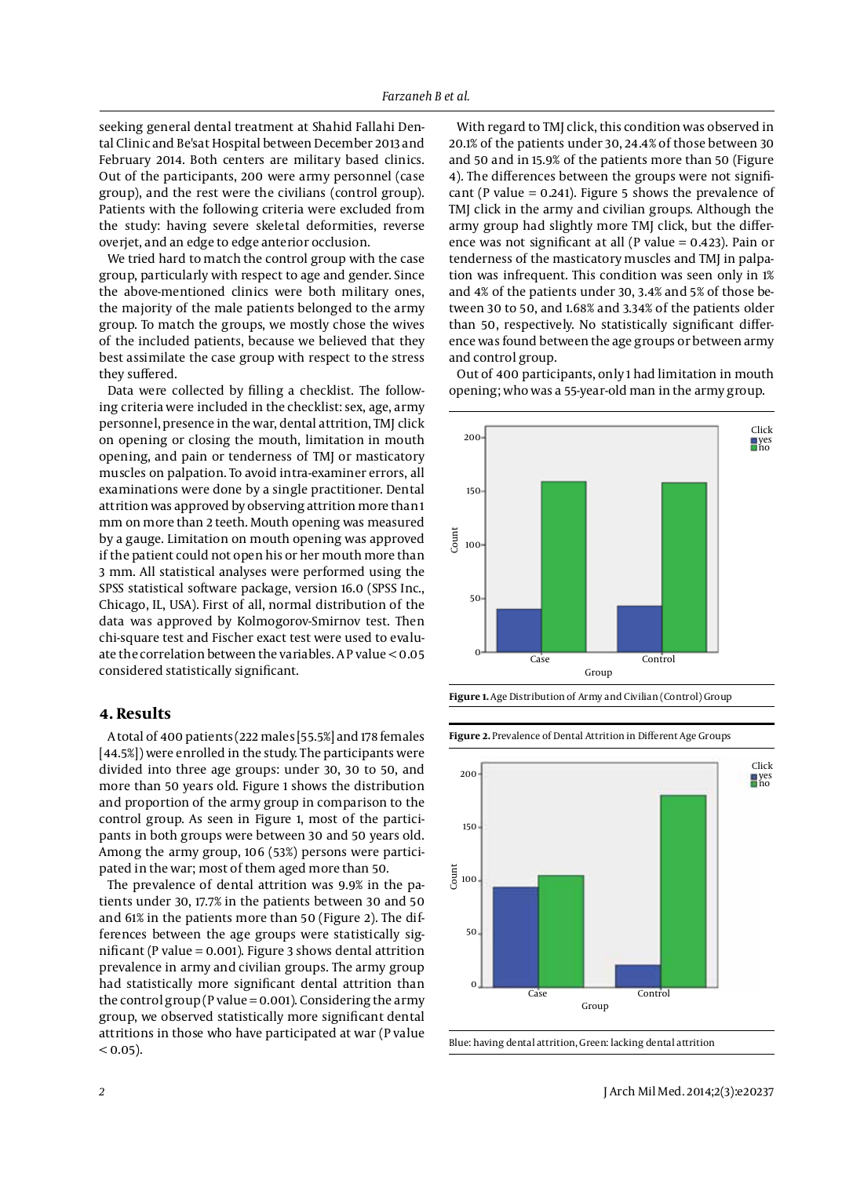seeking general dental treatment at Shahid Fallahi Dental Clinic and Be'sat Hospital between December 2013 and February 2014. Both centers are military based clinics. Out of the participants, 200 were army personnel (case group), and the rest were the civilians (control group). Patients with the following criteria were excluded from the study: having severe skeletal deformities, reverse overjet, and an edge to edge anterior occlusion.

We tried hard to match the control group with the case group, particularly with respect to age and gender. Since the above-mentioned clinics were both military ones, the majority of the male patients belonged to the army group. To match the groups, we mostly chose the wives of the included patients, because we believed that they best assimilate the case group with respect to the stress they suffered.

Data were collected by filling a checklist. The following criteria were included in the checklist: sex, age, army personnel, presence in the war, dental attrition, TMJ click on opening or closing the mouth, limitation in mouth opening, and pain or tenderness of TMJ or masticatory muscles on palpation. To avoid intra-examiner errors, all examinations were done by a single practitioner. Dental attrition was approved by observing attrition more than 1 mm on more than 2 teeth. Mouth opening was measured by a gauge. Limitation on mouth opening was approved if the patient could not open his or her mouth more than 3 mm. All statistical analyses were performed using the SPSS statistical software package, version 16.0 (SPSS Inc., Chicago, IL, USA). First of all, normal distribution of the data was approved by Kolmogorov-Smirnov test. Then chi-square test and Fischer exact test were used to evaluate the correlation between the variables. A P value < 0.05 considered statistically significant.

## 4. Results

A total of 400 patients (222 males [55.5%] and 178 females [44.5%]) were enrolled in the study. The participants were divided into three age groups: under 30, 30 to 50, and more than 50 years old. Figure 1 shows the distribution and proportion of the army group in comparison to the control group. As seen in Figure 1, most of the participants in both groups were between 30 and 50 years old. Among the army group, 106 (53%) persons were participated in the war; most of them aged more than 50.

The prevalence of dental attrition was 9.9% in the patients under 30, 17.7% in the patients between 30 and 50 and 61% in the patients more than 50 (Figure 2). The differences between the age groups were statistically significant (P value = 0.001). Figure 3 shows dental attrition prevalence in army and civilian groups. The army group had statistically more significant dental attrition than the control group (P value = 0.001). Considering the army group, we observed statistically more significant dental attritions in those who have participated at war (P value < 0.05).

With regard to TMJ click, this condition was observed in 20.1% of the patients under 30, 24.4% of those between 30 and 50 and in 15.9% of the patients more than 50 (Figure 4). The differences between the groups were not significant (P value = 0.241). Figure 5 shows the prevalence of TMJ click in the army and civilian groups. Although the army group had slightly more TMJ click, but the difference was not significant at all (P value = 0.423). Pain or tenderness of the masticatory muscles and TMJ in palpation was infrequent. This condition was seen only in 1% and 4% of the patients under 30, 3.4% and 5% of those between 30 to 50, and 1.68% and 3.34% of the patients older than 50, respectively. No statistically significant difference was found between the age groups or between army and control group.

Out of 400 participants, only 1 had limitation in mouth opening; who was a 55-year-old man in the army group.

**Figure 1.** Age Distribution of Army and Civilian (Control) Group

**Figure 2.** Prevalence of Dental Attrition in Different Age Groups

Blue: having dental attrition, Green: lacking dental attrition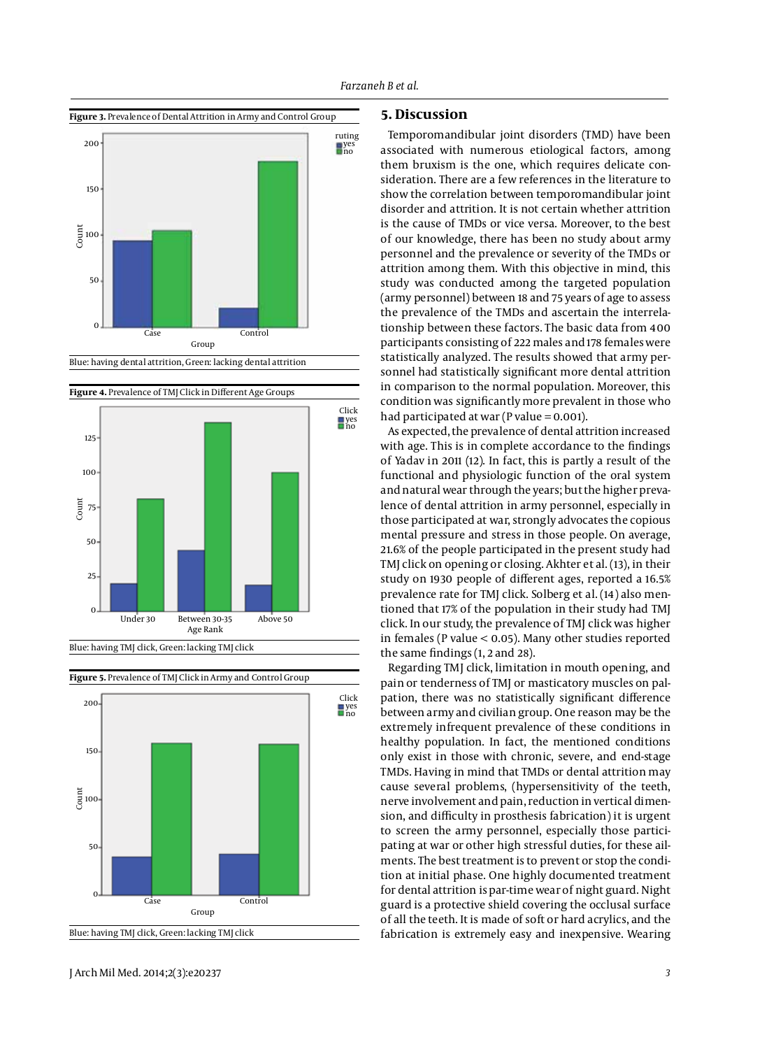**Figure 3.** Prevalence of Dental Attrition in Army and Control Group

Blue: having dental attrition, Green: lacking dental attrition

**Figure 4.** Prevalence of TMJ Click in Different Age Groups

Blue: having TMJ click, Green: lacking TMJ click

**Figure 5.** Prevalence of TMJ Click in Army and Control Group

Blue: having TMJ click, Green: lacking TMJ click

## 5. Discussion

Temporomandibular joint disorders (TMD) have been associated with numerous etiological factors, among them bruxism is the one, which requires delicate consideration. There are a few references in the literature to show the correlation between temporomandibular joint disorder and attrition. It is not certain whether attrition is the cause of TMDs or vice versa. Moreover, to the best of our knowledge, there has been no study about army personnel and the prevalence or severity of the TMDs or attrition among them. With this objective in mind, this study was conducted among the targeted population (army personnel) between 18 and 75 years of age to assess the prevalence of the TMDs and ascertain the interrelationship between these factors. The basic data from 400 participants consisting of 222 males and 178 females were statistically analyzed. The results showed that army personnel had statistically significant more dental attrition in comparison to the normal population. Moreover, this condition was significantly more prevalent in those who had participated at war (P value = 0.001).

As expected, the prevalence of dental attrition increased with age. This is in complete accordance to the findings of Yadav in 2011 (12). In fact, this is partly a result of the functional and physiologic function of the oral system and natural wear through the years; but the higher prevalence of dental attrition in army personnel, especially in those participated at war, strongly advocates the copious mental pressure and stress in those people. On average, 21.6% of the people participated in the present study had TMJ click on opening or closing. Akhter et al. (13), in their study on 1930 people of different ages, reported a 16.5% prevalence rate for TMJ click. Solberg et al. (14) also mentioned that 17% of the population in their study had TMJ click. In our study, the prevalence of TMJ click was higher in females (P value < 0.05). Many other studies reported the same findings (1, 2 and 28).

Regarding TMJ click, limitation in mouth opening, and pain or tenderness of TMJ or masticatory muscles on palpation, there was no statistically significant difference between army and civilian group. One reason may be the extremely infrequent prevalence of these conditions in healthy population. In fact, the mentioned conditions only exist in those with chronic, severe, and end-stage TMDs. Having in mind that TMDs or dental attrition may cause several problems, (hypersensitivity of the teeth, nerve involvement and pain, reduction in vertical dimension, and difficulty in prosthesis fabrication) it is urgent to screen the army personnel, especially those participating at war or other high stressful duties, for these ailments. The best treatment is to prevent or stop the condition at initial phase. One highly documented treatment for dental attrition is par-time wear of night guard. Night guard is a protective shield covering the occlusal surface of all the teeth. It is made of soft or hard acrylics, and the fabrication is extremely easy and inexpensive. Wearing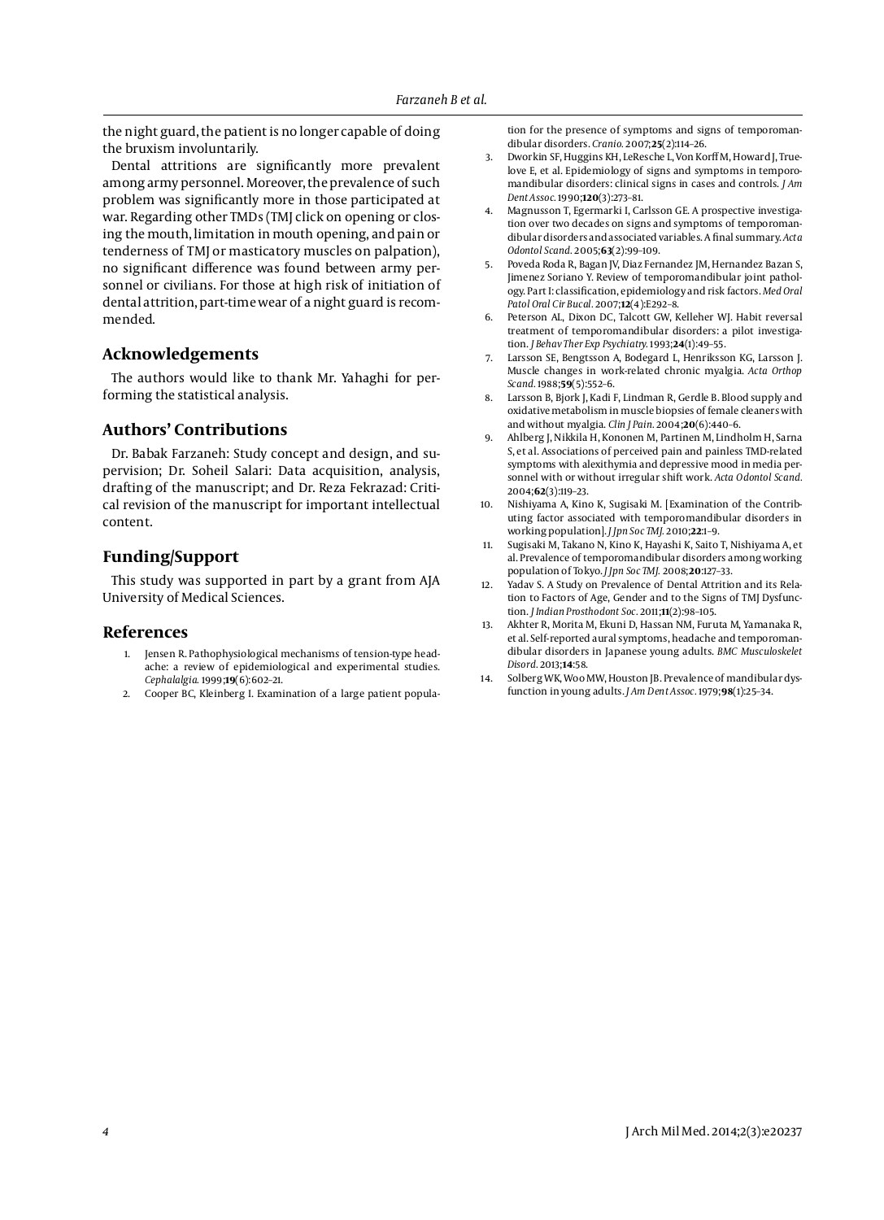the night guard, the patient is no longer capable of doing the bruxism involuntarily.

Dental attritions are significantly more prevalent among army personnel. Moreover, the prevalence of such problem was significantly more in those participated at war. Regarding other TMDs (TMJ click on opening or closing the mouth, limitation in mouth opening, and pain or tenderness of TMJ or masticatory muscles on palpation), no significant difference was found between army personnel or civilians. For those at high risk of initiation of dental attrition, part-time wear of a night guard is recommended.

## Acknowledgements

The authors would like to thank Mr. Yahaghi for performing the statistical analysis.

## Authors' Contributions

Dr. Babak Farzaneh: Study concept and design, and supervision; Dr. Soheil Salari: Data acquisition, analysis, drafting of the manuscript; and Dr. Reza Fekrazad: Critical revision of the manuscript for important intellectual content.

## Funding/Support

This study was supported in part by a grant from AJA University of Medical Sciences.

## References

1. Jensen R. Pathophysiological mechanisms of tension-type headache: a review of epidemiological and experimental studies. *Cephalalgia.* 1999;**19**(6):602–21.
2. Cooper BC, Kleinberg I. Examination of a large patient population for the presence of symptoms and signs of temporomandibular disorders. *Cranio.* 2007;**25**(2):114–26.
3. Dworkin SF, Huggins KH, LeResche L, Von Korff M, Howard J, Truelove E, et al. Epidemiology of signs and symptoms in temporomandibular disorders: clinical signs in cases and controls. *J Am Dent Assoc.* 1990;**120**(3):273–81.
4. Magnusson T, Egermarki I, Carlsson GE. A prospective investigation over two decades on signs and symptoms of temporomandibular disorders and associated variables. A final summary. *Acta Odontol Scand.* 2005;**63**(2):99–109.
5. Poveda Roda R, Bagan JV, Diaz Fernandez JM, Hernandez Bazan S, Jimenez Soriano Y. Review of temporomandibular joint pathology. Part I: classification, epidemiology and risk factors. *Med Oral Patol Oral Cir Bucal.* 2007;**12**(4):E292–8.
6. Peterson AL, Dixon DC, Talcott GW, Kelleher WJ. Habit reversal treatment of temporomandibular disorders: a pilot investigation. *J Behav Ther Exp Psychiatry.* 1993;**24**(1):49–55.
7. Larsson SE, Bengtsson A, Bodegard L, Henriksson KG, Larsson J. Muscle changes in work-related chronic myalgia. *Acta Orthop Scand.* 1988;**59**(5):552–6.
8. Larsson B, Bjork J, Kadi F, Lindman R, Gerdle B. Blood supply and oxidative metabolism in muscle biopsies of female cleaners with and without myalgia. *Clin J Pain.* 2004;**20**(6):440–6.
9. Ahlberg J, Nikkila H, Kononen M, Partinen M, Lindholm H, Sarna S, et al. Associations of perceived pain and painless TMD-related symptoms with alexithymia and depressive mood in media personnel with or without irregular shift work. *Acta Odontol Scand.* 2004;**62**(3):119–23.
10. Nishiyama A, Kino K, Sugisaki M. [Examination of the Contributing factor associated with temporomandibular disorders in working population]. *J Jpn Soc TMJ.* 2010;**22**:1–9.
11. Sugisaki M, Takano N, Kino K, Hayashi K, Saito T, Nishiyama A, et al. Prevalence of temporomandibular disorders among working population of Tokyo. *J Jpn Soc TMJ.* 2008;**20**:127–33.
12. Yadav S. A Study on Prevalence of Dental Attrition and its Relation to Factors of Age, Gender and to the Signs of TMJ Dysfunction. *J Indian Prosthodont Soc.* 2011;**11**(2):98–105.
13. Akhter R, Morita M, Ekuni D, Hassan NM, Furuta M, Yamanaka R, et al. Self-reported aural symptoms, headache and temporomandibular disorders in Japanese young adults. *BMC Musculoskelet Disord.* 2013;**14**:58.
14. Solberg WK, Woo MW, Houston JB. Prevalence of mandibular dysfunction in young adults. *J Am Dent Assoc.* 1979;**98**(1):25–34.